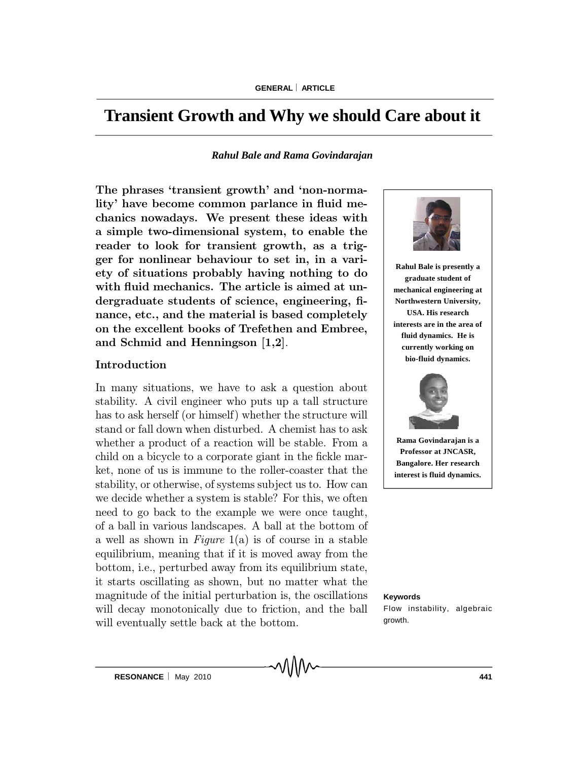# Transient Growth and Why we should Care about it

*Rahul Bale and Rama Govindarajan*

**The phrases 'transient growth' and 'non-normality' have become common parlance in fluid mechanics nowadays. We present these ideas with a simple two-dimensional system, to enable the reader to look for transient growth, as a trigger for nonlinear behaviour to set in, in a variety of situations probably having nothing to do with fluid mechanics. The article is aimed at undergraduate students of science, engineering, finance, etc., and the material is based completely on the excellent books of Trefethen and Embree, and Schmid and Henningson [1,2].**

**Rahul Bale is presently a graduate student of mechanical engineering at Northwestern University, USA. His research interests are in the area of fluid dynamics. He is currently working on bio-fluid dynamics.**

**Rama Govindarajan is a Professor at JNCASR, Bangalore. Her research interest is fluid dynamics.**

## Introduction

In many situations, we have to ask a question about stability. A civil engineer who puts up a tall structure has to ask herself (or himself) whether the structure will stand or fall down when disturbed. A chemist has to ask whether a product of a reaction will be stable. From a child on a bicycle to a corporate giant in the fickle market, none of us is immune to the roller-coaster that the stability, or otherwise, of systems subject us to. How can we decide whether a system is stable? For this, we often need to go back to the example we were once taught, of a ball in various landscapes. A ball at the bottom of a well as shown in *Figure* 1(a) is of course in a stable equilibrium, meaning that if it is moved away from the bottom, i.e., perturbed away from its equilibrium state, it starts oscillating as shown, but no matter what the magnitude of the initial perturbation is, the oscillations will decay monotonically due to friction, and the ball will eventually settle back at the bottom.

**Keywords**

Flow instability, algebraic growth.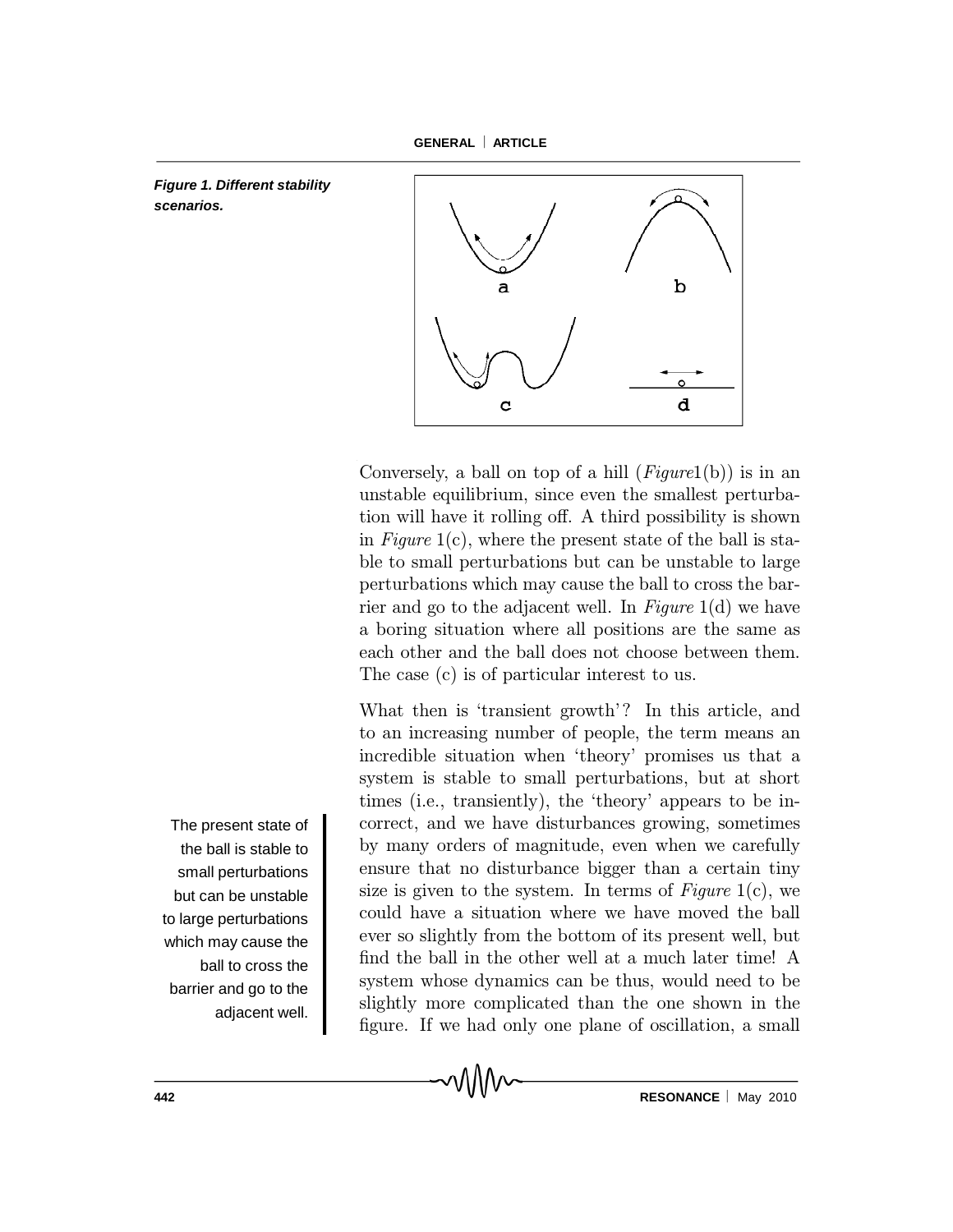**Figure 1. Different stability scenarios.**

Conversely, a ball on top of a hill (*Figure*1(b)) is in an unstable equilibrium, since even the smallest perturbation will have it rolling off. A third possibility is shown in *Figure* 1(c), where the present state of the ball is stable to small perturbations but can be unstable to large perturbations which may cause the ball to cross the barrier and go to the adjacent well. In *Figure* 1(d) we have a boring situation where all positions are the same as each other and the ball does not choose between them. The case (c) is of particular interest to us.

The present state of the ball is stable to small perturbations but can be unstable to large perturbations which may cause the ball to cross the barrier and go to the adjacent well.

What then is 'transient growth'? In this article, and to an increasing number of people, the term means an incredible situation when 'theory' promises us that a system is stable to small perturbations, but at short times (i.e., transiently), the 'theory' appears to be incorrect, and we have disturbances growing, sometimes by many orders of magnitude, even when we carefully ensure that no disturbance bigger than a certain tiny size is given to the system. In terms of *Figure* 1(c), we could have a situation where we have moved the ball ever so slightly from the bottom of its present well, but find the ball in the other well at a much later time! A system whose dynamics can be thus, would need to be slightly more complicated than the one shown in the figure. If we had only one plane of oscillation, a small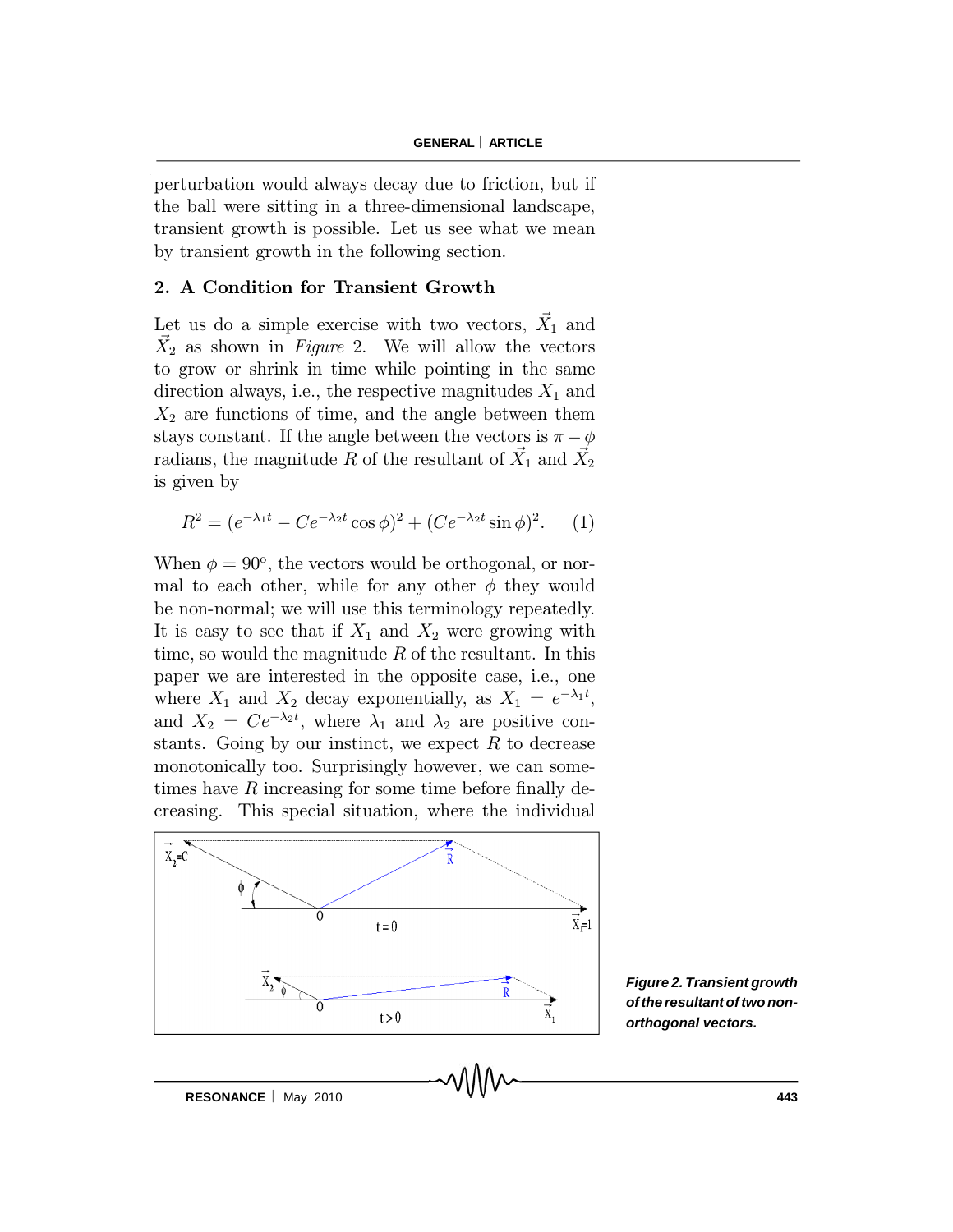perturbation would always decay due to friction, but if the ball were sitting in a three-dimensional landscape, transient growth is possible. Let us see what we mean by transient growth in the following section.

## 2. A Condition for Transient Growth

Let us do a simple exercise with two vectors, $\vec{X}_1$ and $\vec{X}_2$ as shown in *Figure* 2. We will allow the vectors to grow or shrink in time while pointing in the same direction always, i.e., the respective magnitudes $X_1$ and $X_2$ are functions of time, and the angle between them stays constant. If the angle between the vectors is $\pi - \phi$ radians, the magnitude $R$ of the resultant of $\vec{X}_1$ and $\vec{X}_2$ is given by

$$R^2 = (e^{-\lambda_1 t} - Ce^{-\lambda_2 t}\cos\phi)^2 + (Ce^{-\lambda_2 t}\sin\phi)^2. \quad (1)$$

When $\phi = 90^o$, the vectors would be orthogonal, or normal to each other, while for any other $\phi$ they would be non-normal; we will use this terminology repeatedly. It is easy to see that if $X_1$ and $X_2$ were growing with time, so would the magnitude $R$ of the resultant. In this paper we are interested in the opposite case, i.e., one where $X_1$ and $X_2$ decay exponentially, as $X_1 = e^{-\lambda_1 t}$, and $X_2 = Ce^{-\lambda_2 t}$, where $\lambda_1$ and $\lambda_2$ are positive constants. Going by our instinct, we expect $R$ to decrease monotonically too. Surprisingly however, we can sometimes have $R$ increasing for some time before finally decreasing. This special situation, where the individual

**Figure 2. Transient growth of the resultant of two non-orthogonal vectors.**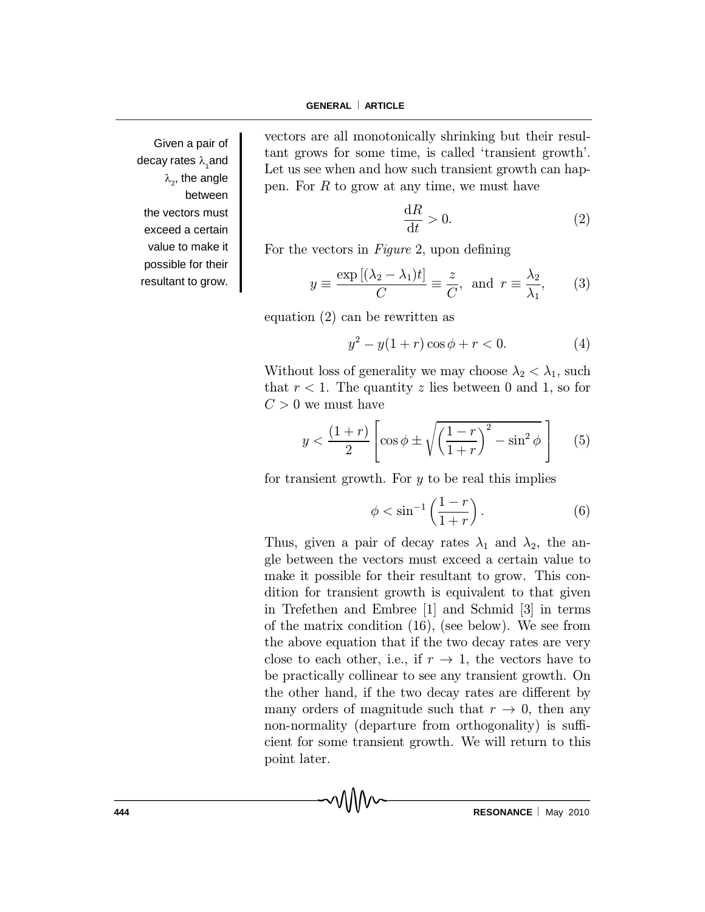Given a pair of decay rates $\lambda_1$ and $\lambda_2$, the angle between the vectors must exceed a certain value to make it possible for their resultant to grow.

vectors are all monotonically shrinking but their resultant grows for some time, is called 'transient growth'. Let us see when and how such transient growth can happen. For $R$ to grow at any time, we must have

$$\frac{\mathrm{d}R}{\mathrm{d}t} > 0. \tag{2}$$

For the vectors in *Figure* 2, upon defining

$$y \equiv \frac{\exp\left[(\lambda_2 - \lambda_1)t\right]}{C} \equiv \frac{z}{C}, \text{ and } r \equiv \frac{\lambda_2}{\lambda_1}, \tag{3}$$

equation (2) can be rewritten as

$$y^2 - y(1+r)\cos\phi + r < 0. \tag{4}$$

Without loss of generality we may choose $\lambda_2 < \lambda_1$, such that $r < 1$. The quantity $z$ lies between 0 and 1, so for $C > 0$ we must have

$$y < \frac{(1+r)}{2}\left[\cos\phi \pm \sqrt{\left(\frac{1-r}{1+r}\right)^2 - \sin^2\phi}\,\right] \tag{5}$$

for transient growth. For $y$ to be real this implies

$$\phi < \sin^{-1}\left(\frac{1-r}{1+r}\right). \tag{6}$$

Thus, given a pair of decay rates $\lambda_1$ and $\lambda_2$, the angle between the vectors must exceed a certain value to make it possible for their resultant to grow. This condition for transient growth is equivalent to that given in Trefethen and Embree [1] and Schmid [3] in terms of the matrix condition (16), (see below). We see from the above equation that if the two decay rates are very close to each other, i.e., if $r \to 1$, the vectors have to be practically collinear to see any transient growth. On the other hand, if the two decay rates are different by many orders of magnitude such that $r \to 0$, then any non-normality (departure from orthogonality) is sufficient for some transient growth. We will return to this point later.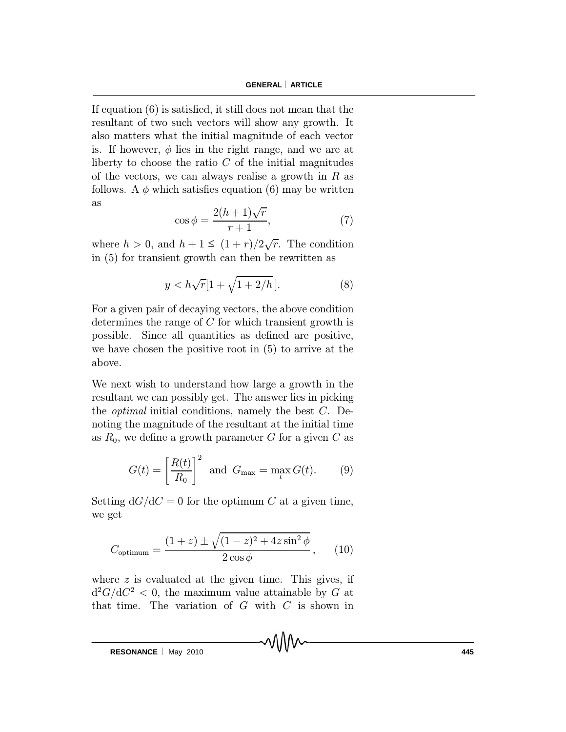If equation (6) is satisfied, it still does not mean that the resultant of two such vectors will show any growth. It also matters what the initial magnitude of each vector is. If however, $\phi$ lies in the right range, and we are at liberty to choose the ratio $C$ of the initial magnitudes of the vectors, we can always realise a growth in $R$ as follows. A $\phi$ which satisfies equation (6) may be written as

$$\cos\phi = \frac{2(h+1)\sqrt{r}}{r+1}, \tag{7}$$

where $h > 0$, and $h + 1 \leq (1+r)/2\sqrt{r}$. The condition in (5) for transient growth can then be rewritten as

$$y < h\sqrt{r}[1 + \sqrt{1 + 2/h}\,]. \tag{8}$$

For a given pair of decaying vectors, the above condition determines the range of $C$ for which transient growth is possible. Since all quantities as defined are positive, we have chosen the positive root in (5) to arrive at the above.

We next wish to understand how large a growth in the resultant we can possibly get. The answer lies in picking the *optimal* initial conditions, namely the best $C$. Denoting the magnitude of the resultant at the initial time as $R_0$, we define a growth parameter $G$ for a given $C$ as

$$G(t) = \left[\frac{R(t)}{R_0}\right]^2 \text{ and } G_{\max} = \max_t G(t). \tag{9}$$

Setting $\mathrm{d}G/\mathrm{d}C = 0$ for the optimum $C$ at a given time, we get

$$C_{\text{optimum}} = \frac{(1+z) \pm \sqrt{(1-z)^2 + 4z\sin^2\phi}}{2\cos\phi}, \tag{10}$$

where $z$ is evaluated at the given time. This gives, if $\mathrm{d}^2G/\mathrm{d}C^2 < 0$, the maximum value attainable by $G$ at that time. The variation of $G$ with $C$ is shown in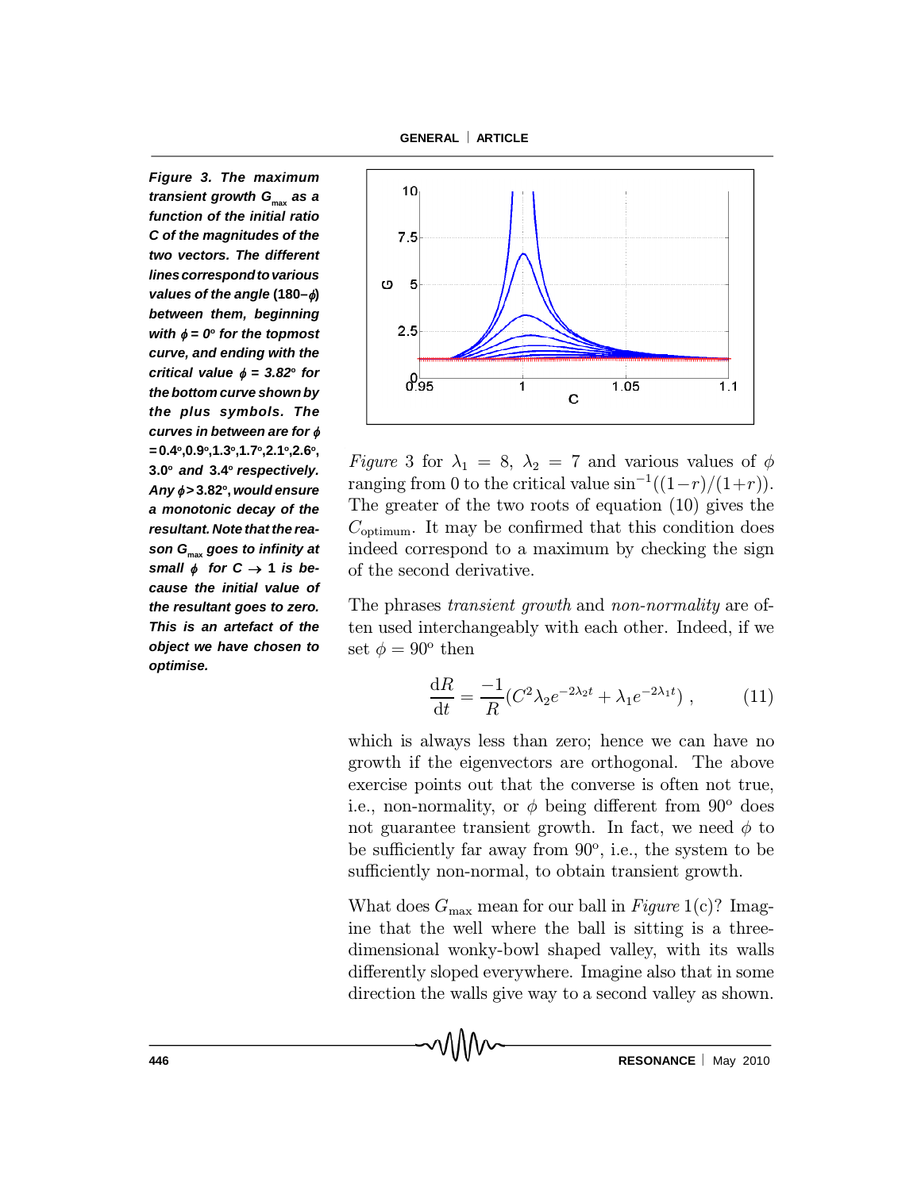*Figure 3. The maximum transient growth $G_{max}$ as a function of the initial ratio C of the magnitudes of the two vectors. The different lines correspond to various values of the angle* **(180–$\phi$)** *between them, beginning with $\phi = 0^o$ for the topmost curve, and ending with the critical value $\phi = 3.82^o$ for the bottom curve shown by the plus symbols. The curves in between are for $\phi$* **= 0.4°,0.9°,1.3°,1.7°,2.1°,2.6°, 3.0°** *and* **3.4°** *respectively. Any $\phi >$* **3.82°,** *would ensure a monotonic decay of the resultant. Note that the reason $G_{max}$ goes to infinity at small $\phi$ for $C \rightarrow 1$ is because the initial value of the resultant goes to zero. This is an artefact of the object we have chosen to optimise.*

*Figure* 3 for $\lambda_1 = 8$, $\lambda_2 = 7$ and various values of $\phi$ ranging from 0 to the critical value $\sin^{-1}((1-r)/(1+r))$. The greater of the two roots of equation (10) gives the $C_{\text{optimum}}$. It may be confirmed that this condition does indeed correspond to a maximum by checking the sign of the second derivative.

The phrases *transient growth* and *non-normality* are often used interchangeably with each other. Indeed, if we set $\phi = 90^o$ then

$$\frac{\mathrm{d}R}{\mathrm{d}t} = \frac{-1}{R}(C^2\lambda_2 e^{-2\lambda_2 t} + \lambda_1 e^{-2\lambda_1 t}) \ , \qquad (11)$$

which is always less than zero; hence we can have no growth if the eigenvectors are orthogonal. The above exercise points out that the converse is often not true, i.e., non-normality, or $\phi$ being different from $90^o$ does not guarantee transient growth. In fact, we need $\phi$ to be sufficiently far away from $90^o$, i.e., the system to be sufficiently non-normal, to obtain transient growth.

What does $G_{\max}$ mean for our ball in *Figure* 1(c)? Imagine that the well where the ball is sitting is a three-dimensional wonky-bowl shaped valley, with its walls differently sloped everywhere. Imagine also that in some direction the walls give way to a second valley as shown.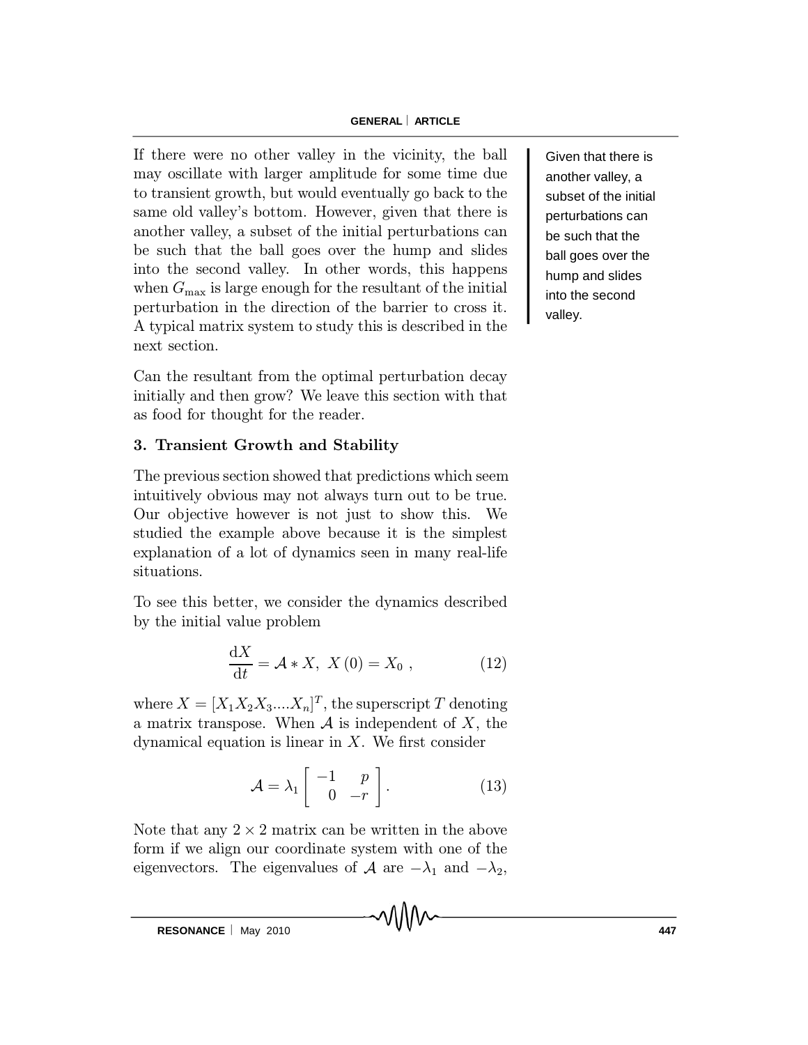If there were no other valley in the vicinity, the ball may oscillate with larger amplitude for some time due to transient growth, but would eventually go back to the same old valley's bottom. However, given that there is another valley, a subset of the initial perturbations can be such that the ball goes over the hump and slides into the second valley. In other words, this happens when $G_{\max}$ is large enough for the resultant of the initial perturbation in the direction of the barrier to cross it. A typical matrix system to study this is described in the next section.

Given that there is another valley, a subset of the initial perturbations can be such that the ball goes over the hump and slides into the second valley.

Can the resultant from the optimal perturbation decay initially and then grow? We leave this section with that as food for thought for the reader.

### 3. Transient Growth and Stability

The previous section showed that predictions which seem intuitively obvious may not always turn out to be true. Our objective however is not just to show this. We studied the example above because it is the simplest explanation of a lot of dynamics seen in many real-life situations.

To see this better, we consider the dynamics described by the initial value problem

$$\frac{\mathrm{d}X}{\mathrm{d}t} = \mathcal{A} * X, \; X(0) = X_0 \;, \tag{12}$$

where $X = [X_1 X_2 X_3 .... X_n]^T$, the superscript $T$ denoting a matrix transpose. When $\mathcal{A}$ is independent of $X$, the dynamical equation is linear in $X$. We first consider

$$\mathcal{A} = \lambda_1 \begin{bmatrix} -1 & p \\ 0 & -r \end{bmatrix}. \tag{13}$$

Note that any $2 \times 2$ matrix can be written in the above form if we align our coordinate system with one of the eigenvectors. The eigenvalues of $\mathcal{A}$ are $-\lambda_1$ and $-\lambda_2$,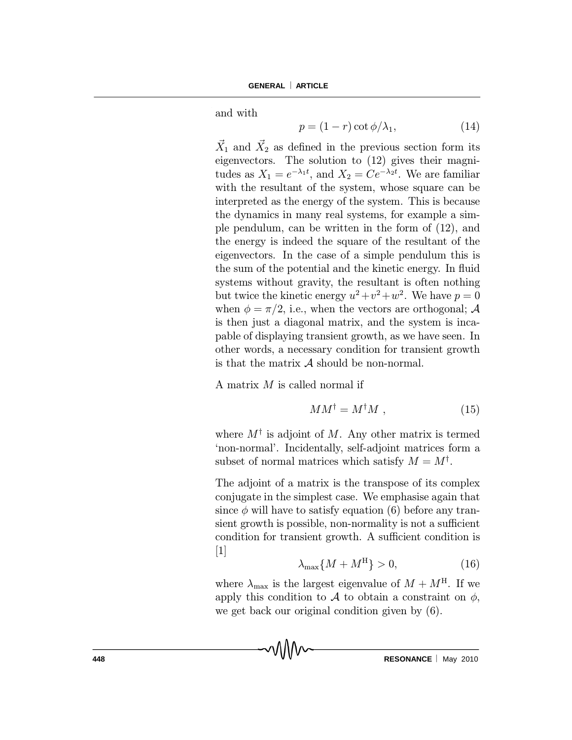and with

$$p = (1 - r)\cot\phi/\lambda_1, \tag{14}$$

$\vec{X}_1$ and $\vec{X}_2$ as defined in the previous section form its eigenvectors. The solution to (12) gives their magnitudes as $X_1 = e^{-\lambda_1 t}$, and $X_2 = Ce^{-\lambda_2 t}$. We are familiar with the resultant of the system, whose square can be interpreted as the energy of the system. This is because the dynamics in many real systems, for example a simple pendulum, can be written in the form of (12), and the energy is indeed the square of the resultant of the eigenvectors. In the case of a simple pendulum this is the sum of the potential and the kinetic energy. In fluid systems without gravity, the resultant is often nothing but twice the kinetic energy $u^2+v^2+w^2$. We have $p = 0$ when $\phi = \pi/2$, i.e., when the vectors are orthogonal; $\mathcal{A}$ is then just a diagonal matrix, and the system is incapable of displaying transient growth, as we have seen. In other words, a necessary condition for transient growth is that the matrix $\mathcal{A}$ should be non-normal.

A matrix $M$ is called normal if

$$MM^\dagger = M^\dagger M \ , \tag{15}$$

where $M^\dagger$ is adjoint of $M$. Any other matrix is termed 'non-normal'. Incidentally, self-adjoint matrices form a subset of normal matrices which satisfy $M = M^\dagger$.

The adjoint of a matrix is the transpose of its complex conjugate in the simplest case. We emphasise again that since $\phi$ will have to satisfy equation (6) before any transient growth is possible, non-normality is not a sufficient condition for transient growth. A sufficient condition is [1]

$$\lambda_{\max}\{M + M^{\mathrm{H}}\} > 0, \tag{16}$$

where $\lambda_{\max}$ is the largest eigenvalue of $M + M^{\mathrm{H}}$. If we apply this condition to $\mathcal{A}$ to obtain a constraint on $\phi$, we get back our original condition given by (6).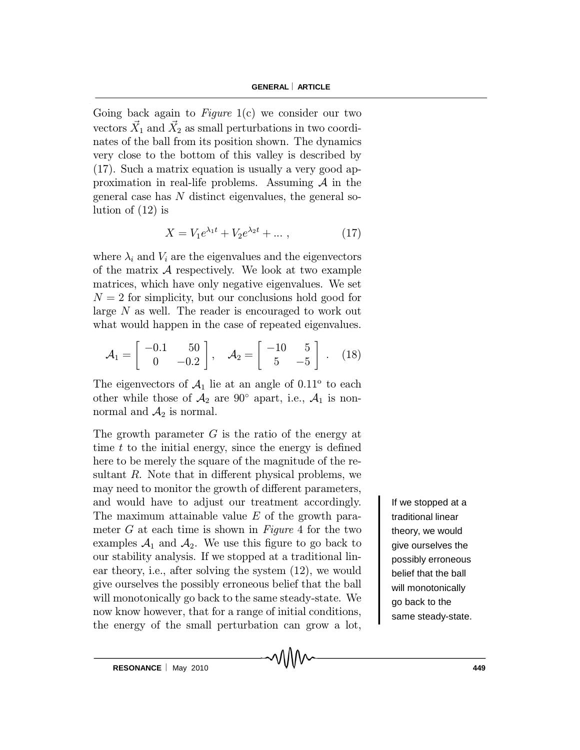Going back again to *Figure* 1(c) we consider our two vectors $\vec{X}_1$ and $\vec{X}_2$ as small perturbations in two coordinates of the ball from its position shown. The dynamics very close to the bottom of this valley is described by (17). Such a matrix equation is usually a very good approximation in real-life problems. Assuming $\mathcal{A}$ in the general case has $N$ distinct eigenvalues, the general solution of (12) is

$$X = V_1 e^{\lambda_1 t} + V_2 e^{\lambda_2 t} + \ldots \,, \tag{17}$$

where $\lambda_i$ and $V_i$ are the eigenvalues and the eigenvectors of the matrix $\mathcal{A}$ respectively. We look at two example matrices, which have only negative eigenvalues. We set $N = 2$ for simplicity, but our conclusions hold good for large $N$ as well. The reader is encouraged to work out what would happen in the case of repeated eigenvalues.

$$\mathcal{A}_1 = \begin{bmatrix} -0.1 & 50 \\ 0 & -0.2 \end{bmatrix}, \quad \mathcal{A}_2 = \begin{bmatrix} -10 & 5 \\ 5 & -5 \end{bmatrix} \,. \tag{18}$$

The eigenvectors of $\mathcal{A}_1$ lie at an angle of $0.11^{\circ}$ to each other while those of $\mathcal{A}_2$ are $90^{\circ}$ apart, i.e., $\mathcal{A}_1$ is non-normal and $\mathcal{A}_2$ is normal.

The growth parameter $G$ is the ratio of the energy at time $t$ to the initial energy, since the energy is defined here to be merely the square of the magnitude of the resultant $R$. Note that in different physical problems, we may need to monitor the growth of different parameters, and would have to adjust our treatment accordingly. The maximum attainable value $E$ of the growth parameter $G$ at each time is shown in *Figure* 4 for the two examples $\mathcal{A}_1$ and $\mathcal{A}_2$. We use this figure to go back to our stability analysis. If we stopped at a traditional linear theory, i.e., after solving the system (12), we would give ourselves the possibly erroneous belief that the ball will monotonically go back to the same steady-state. We now know however, that for a range of initial conditions, the energy of the small perturbation can grow a lot,

If we stopped at a traditional linear theory, we would give ourselves the possibly erroneous belief that the ball will monotonically go back to the same steady-state.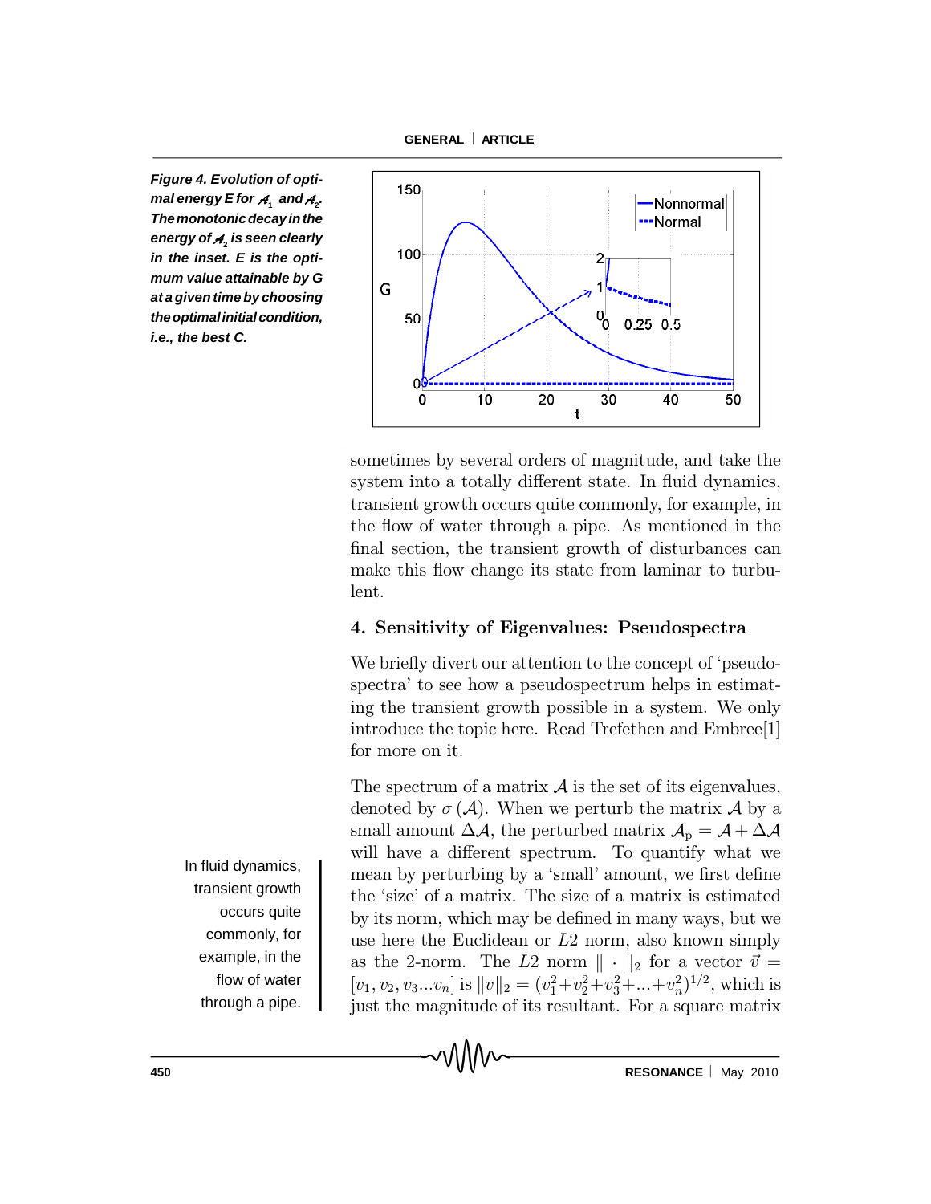*Figure 4. Evolution of optimal energy E for $\mathcal{A}_1$ and $\mathcal{A}_2$. The monotonic decay in the energy of $\mathcal{A}_2$ is seen clearly in the inset. E is the optimum value attainable by G at a given time by choosing the optimal initial condition, i.e., the best C.*

sometimes by several orders of magnitude, and take the system into a totally different state. In fluid dynamics, transient growth occurs quite commonly, for example, in the flow of water through a pipe. As mentioned in the final section, the transient growth of disturbances can make this flow change its state from laminar to turbulent.

## 4. Sensitivity of Eigenvalues: Pseudospectra

We briefly divert our attention to the concept of 'pseudospectra' to see how a pseudospectrum helps in estimating the transient growth possible in a system. We only introduce the topic here. Read Trefethen and Embree[1] for more on it.

In fluid dynamics, transient growth occurs quite commonly, for example, in the flow of water through a pipe.

The spectrum of a matrix $\mathcal{A}$ is the set of its eigenvalues, denoted by $\sigma(\mathcal{A})$. When we perturb the matrix $\mathcal{A}$ by a small amount $\Delta\mathcal{A}$, the perturbed matrix $\mathcal{A}_\mathrm{p} = \mathcal{A} + \Delta\mathcal{A}$ will have a different spectrum. To quantify what we mean by perturbing by a 'small' amount, we first define the 'size' of a matrix. The size of a matrix is estimated by its norm, which may be defined in many ways, but we use here the Euclidean or $L2$ norm, also known simply as the 2-norm. The $L2$ norm $\|\cdot\|_2$ for a vector $\vec{v} = [v_1, v_2, v_3 ... v_n]$ is $\|v\|_2 = (v_1^2 + v_2^2 + v_3^2 + ... + v_n^2)^{1/2}$, which is just the magnitude of its resultant. For a square matrix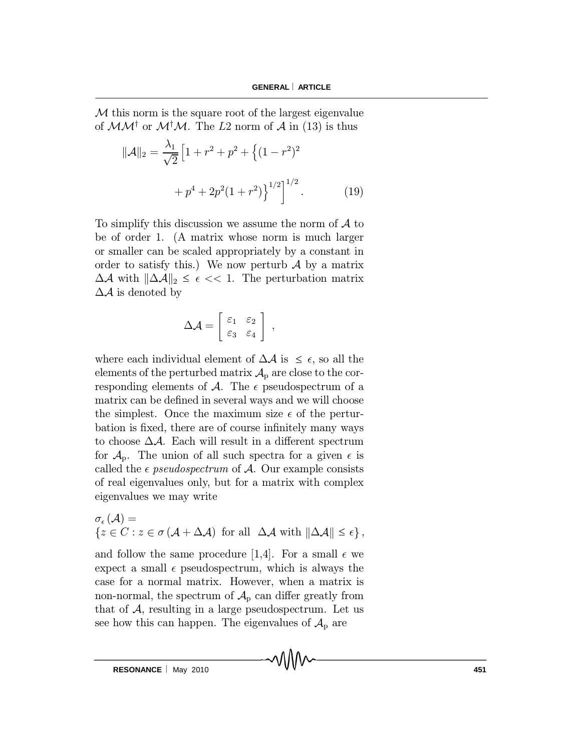$\mathcal{M}$ this norm is the square root of the largest eigenvalue of $\mathcal{M}\mathcal{M}^\dagger$ or $\mathcal{M}^\dagger\mathcal{M}$. The $L2$ norm of $\mathcal{A}$ in (13) is thus

$$\|\mathcal{A}\|_2 = \frac{\lambda_1}{\sqrt{2}}\Big[1 + r^2 + p^2 + \Big\{(1-r^2)^2 + p^4 + 2p^2(1+r^2)\Big\}^{1/2}\Big]^{1/2}. \qquad (19)$$

To simplify this discussion we assume the norm of $\mathcal{A}$ to be of order 1. (A matrix whose norm is much larger or smaller can be scaled appropriately by a constant in order to satisfy this.) We now perturb $\mathcal{A}$ by a matrix $\Delta\mathcal{A}$ with $\|\Delta\mathcal{A}\|_2 \leq \epsilon << 1$. The perturbation matrix $\Delta\mathcal{A}$ is denoted by

$$\Delta\mathcal{A} = \begin{bmatrix} \varepsilon_1 & \varepsilon_2 \\ \varepsilon_3 & \varepsilon_4 \end{bmatrix},$$

where each individual element of $\Delta\mathcal{A}$ is $\leq \epsilon$, so all the elements of the perturbed matrix $\mathcal{A}_{\mathrm{p}}$ are close to the corresponding elements of $\mathcal{A}$. The $\epsilon$ pseudospectrum of a matrix can be defined in several ways and we will choose the simplest. Once the maximum size $\epsilon$ of the perturbation is fixed, there are of course infinitely many ways to choose $\Delta\mathcal{A}$. Each will result in a different spectrum for $\mathcal{A}_{\mathrm{p}}$. The union of all such spectra for a given $\epsilon$ is called the $\epsilon$ *pseudospectrum* of $\mathcal{A}$. Our example consists of real eigenvalues only, but for a matrix with complex eigenvalues we may write

$$\sigma_\epsilon(\mathcal{A}) = \{z \in C : z \in \sigma(\mathcal{A} + \Delta\mathcal{A}) \text{ for all } \Delta\mathcal{A} \text{ with } \|\Delta\mathcal{A}\| \leq \epsilon\},$$

and follow the same procedure [1,4]. For a small $\epsilon$ we expect a small $\epsilon$ pseudospectrum, which is always the case for a normal matrix. However, when a matrix is non-normal, the spectrum of $\mathcal{A}_{\mathrm{p}}$ can differ greatly from that of $\mathcal{A}$, resulting in a large pseudospectrum. Let us see how this can happen. The eigenvalues of $\mathcal{A}_{\mathrm{p}}$ are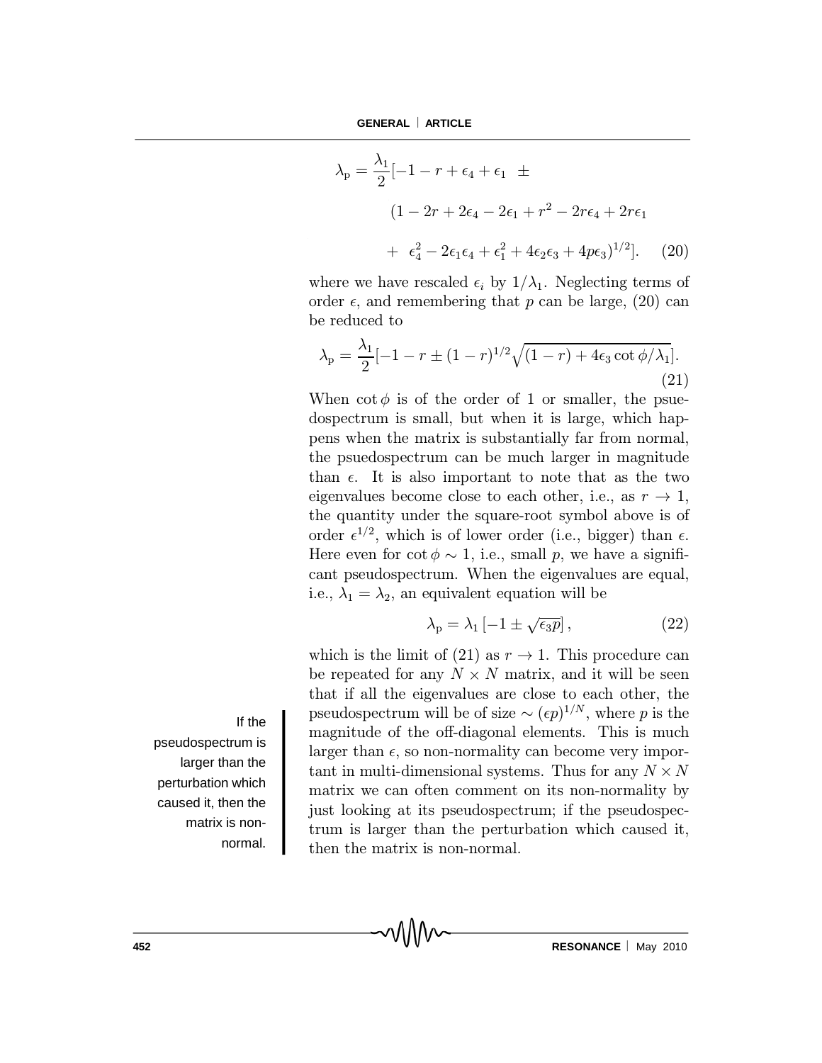$$\lambda_{\rm p} = \frac{\lambda_1}{2}[-1 - r + \epsilon_4 + \epsilon_1 \;\; \pm$$
$$(1 - 2r + 2\epsilon_4 - 2\epsilon_1 + r^2 - 2r\epsilon_4 + 2r\epsilon_1$$
$$+ \;\; \epsilon_4^2 - 2\epsilon_1\epsilon_4 + \epsilon_1^2 + 4\epsilon_2\epsilon_3 + 4p\epsilon_3)^{1/2}]. \quad (20)$$

where we have rescaled $\epsilon_i$ by $1/\lambda_1$. Neglecting terms of order $\epsilon$, and remembering that $p$ can be large, (20) can be reduced to

$$\lambda_{\rm p} = \frac{\lambda_1}{2}[-1 - r \pm (1-r)^{1/2}\sqrt{(1-r) + 4\epsilon_3 \cot\phi/\lambda_1}]. \quad (21)$$

When $\cot\phi$ is of the order of 1 or smaller, the psuedospectrum is small, but when it is large, which happens when the matrix is substantially far from normal, the psuedospectrum can be much larger in magnitude than $\epsilon$. It is also important to note that as the two eigenvalues become close to each other, i.e., as $r \to 1$, the quantity under the square-root symbol above is of order $\epsilon^{1/2}$, which is of lower order (i.e., bigger) than $\epsilon$. Here even for $\cot\phi \sim 1$, i.e., small $p$, we have a significant pseudospectrum. When the eigenvalues are equal, i.e., $\lambda_1 = \lambda_2$, an equivalent equation will be

$$\lambda_{\rm p} = \lambda_1 \left[-1 \pm \sqrt{\epsilon_3 p}\right], \quad (22)$$

which is the limit of (21) as $r \to 1$. This procedure can be repeated for any $N \times N$ matrix, and it will be seen that if all the eigenvalues are close to each other, the pseudospectrum will be of size $\sim (\epsilon p)^{1/N}$, where $p$ is the magnitude of the off-diagonal elements. This is much larger than $\epsilon$, so non-normality can become very important in multi-dimensional systems. Thus for any $N \times N$ matrix we can often comment on its non-normality by just looking at its pseudospectrum; if the pseudospectrum is larger than the perturbation which caused it, then the matrix is non-normal.

If the pseudospectrum is larger than the perturbation which caused it, then the matrix is non-normal.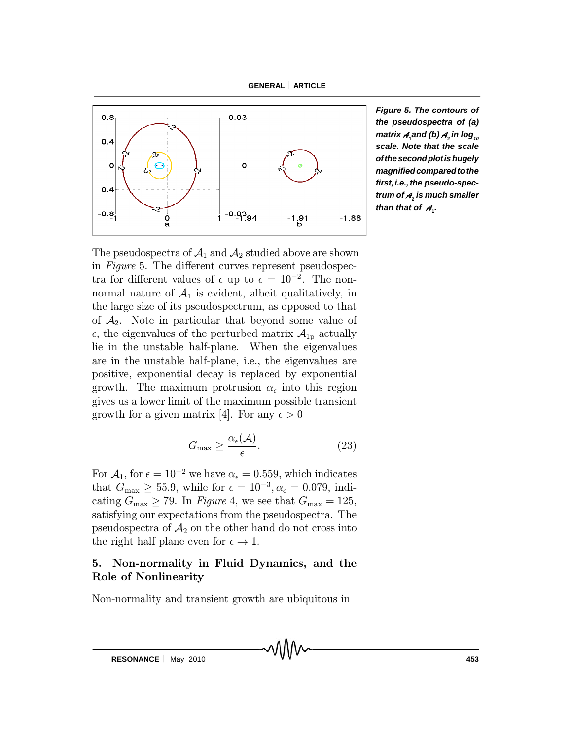*Figure 5. The contours of the pseudospectra of (a) matrix $\mathcal{A}_1$ and (b) $\mathcal{A}_2$ in $\log_{10}$ scale. Note that the scale of the second plot is hugely magnified compared to the first, i.e., the pseudo-spectrum of $\mathcal{A}_2$ is much smaller than that of $\mathcal{A}_1$.*

The pseudospectra of $\mathcal{A}_1$ and $\mathcal{A}_2$ studied above are shown in *Figure* 5. The different curves represent pseudospectra for different values of $\epsilon$ up to $\epsilon = 10^{-2}$. The non-normal nature of $\mathcal{A}_1$ is evident, albeit qualitatively, in the large size of its pseudospectrum, as opposed to that of $\mathcal{A}_2$. Note in particular that beyond some value of $\epsilon$, the eigenvalues of the perturbed matrix $\mathcal{A}_{1\mathrm{p}}$ actually lie in the unstable half-plane. When the eigenvalues are in the unstable half-plane, i.e., the eigenvalues are positive, exponential decay is replaced by exponential growth. The maximum protrusion $\alpha_\epsilon$ into this region gives us a lower limit of the maximum possible transient growth for a given matrix [4]. For any $\epsilon > 0$

$$G_{\max} \geq \frac{\alpha_\epsilon(\mathcal{A})}{\epsilon}. \tag{23}$$

For $\mathcal{A}_1$, for $\epsilon = 10^{-2}$ we have $\alpha_\epsilon = 0.559$, which indicates that $G_{\max} \geq 55.9$, while for $\epsilon = 10^{-3}, \alpha_\epsilon = 0.079$, indicating $G_{\max} \geq 79$. In *Figure* 4, we see that $G_{\max} = 125$, satisfying our expectations from the pseudospectra. The pseudospectra of $\mathcal{A}_2$ on the other hand do not cross into the right half plane even for $\epsilon \to 1$.

## 5. Non-normality in Fluid Dynamics, and the Role of Nonlinearity

Non-normality and transient growth are ubiquitous in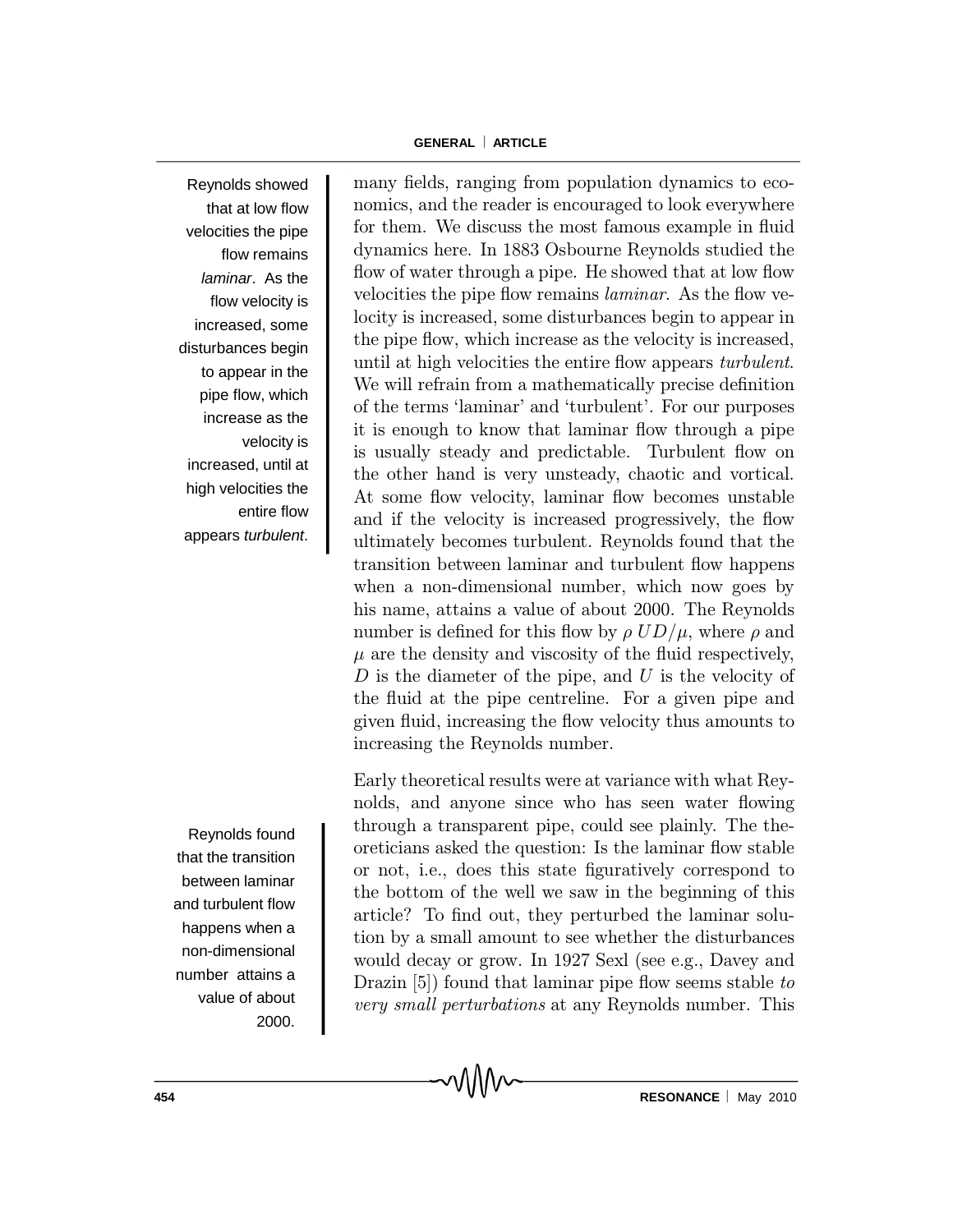many fields, ranging from population dynamics to economics, and the reader is encouraged to look everywhere for them. We discuss the most famous example in fluid dynamics here. In 1883 Osbourne Reynolds studied the flow of water through a pipe. He showed that at low flow velocities the pipe flow remains *laminar*. As the flow velocity is increased, some disturbances begin to appear in the pipe flow, which increase as the velocity is increased, until at high velocities the entire flow appears *turbulent*. We will refrain from a mathematically precise definition of the terms 'laminar' and 'turbulent'. For our purposes it is enough to know that laminar flow through a pipe is usually steady and predictable. Turbulent flow on the other hand is very unsteady, chaotic and vortical. At some flow velocity, laminar flow becomes unstable and if the velocity is increased progressively, the flow ultimately becomes turbulent. Reynolds found that the transition between laminar and turbulent flow happens when a non-dimensional number, which now goes by his name, attains a value of about 2000. The Reynolds number is defined for this flow by $\rho UD/\mu$, where $\rho$ and $\mu$ are the density and viscosity of the fluid respectively, $D$ is the diameter of the pipe, and $U$ is the velocity of the fluid at the pipe centreline. For a given pipe and given fluid, increasing the flow velocity thus amounts to increasing the Reynolds number.

Reynolds showed that at low flow velocities the pipe flow remains *laminar*. As the flow velocity is increased, some disturbances begin to appear in the pipe flow, which increase as the velocity is increased, until at high velocities the entire flow appears *turbulent*.

Early theoretical results were at variance with what Reynolds, and anyone since who has seen water flowing through a transparent pipe, could see plainly. The theoreticians asked the question: Is the laminar flow stable or not, i.e., does this state figuratively correspond to the bottom of the well we saw in the beginning of this article? To find out, they perturbed the laminar solution by a small amount to see whether the disturbances would decay or grow. In 1927 Sexl (see e.g., Davey and Drazin [5]) found that laminar pipe flow seems stable *to very small perturbations* at any Reynolds number. This

Reynolds found that the transition between laminar and turbulent flow happens when a non-dimensional number attains a value of about 2000.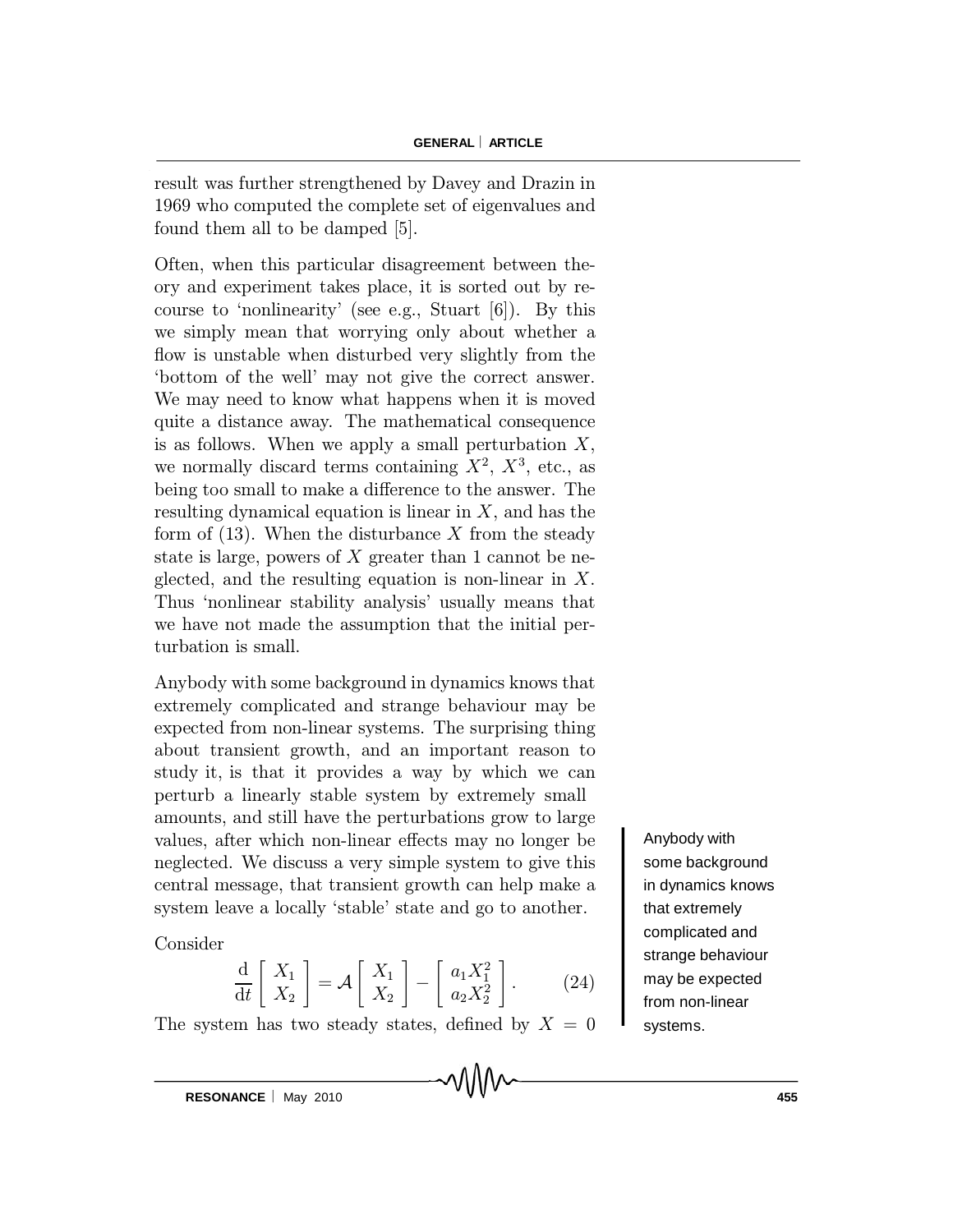result was further strengthened by Davey and Drazin in 1969 who computed the complete set of eigenvalues and found them all to be damped [5].

Often, when this particular disagreement between theory and experiment takes place, it is sorted out by recourse to 'nonlinearity' (see e.g., Stuart [6]). By this we simply mean that worrying only about whether a flow is unstable when disturbed very slightly from the 'bottom of the well' may not give the correct answer. We may need to know what happens when it is moved quite a distance away. The mathematical consequence is as follows. When we apply a small perturbation $X$, we normally discard terms containing $X^2$, $X^3$, etc., as being too small to make a difference to the answer. The resulting dynamical equation is linear in $X$, and has the form of (13). When the disturbance $X$ from the steady state is large, powers of $X$ greater than 1 cannot be neglected, and the resulting equation is non-linear in $X$. Thus 'nonlinear stability analysis' usually means that we have not made the assumption that the initial perturbation is small.

Anybody with some background in dynamics knows that extremely complicated and strange behaviour may be expected from non-linear systems. The surprising thing about transient growth, and an important reason to study it, is that it provides a way by which we can perturb a linearly stable system by extremely small amounts, and still have the perturbations grow to large values, after which non-linear effects may no longer be neglected. We discuss a very simple system to give this central message, that transient growth can help make a system leave a locally 'stable' state and go to another.

Anybody with some background in dynamics knows that extremely complicated and strange behaviour may be expected from non-linear systems.

Consider

$$\frac{\mathrm{d}}{\mathrm{d}t}\begin{bmatrix} X_1 \\ X_2 \end{bmatrix} = \mathcal{A}\begin{bmatrix} X_1 \\ X_2 \end{bmatrix} - \begin{bmatrix} a_1 X_1^2 \\ a_2 X_2^2 \end{bmatrix}. \qquad (24)$$

The system has two steady states, defined by $X = 0$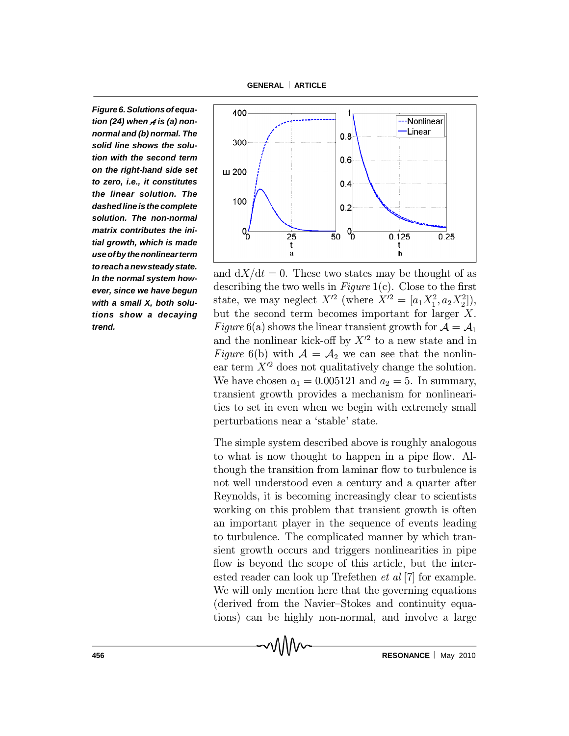*Figure 6. Solutions of equation (24) when $\mathcal{A}$ is (a) non-normal and (b) normal. The solid line shows the solution with the second term on the right-hand side set to zero, i.e., it constitutes the linear solution. The dashed line is the complete solution. The non-normal matrix contributes the initial growth, which is made use of by the nonlinear term to reach a new steady state. In the normal system however, since we have begun with a small X, both solutions show a decaying trend.*

and $\mathrm{d}X/\mathrm{d}t = 0$. These two states may be thought of as describing the two wells in *Figure* 1(c). Close to the first state, we may neglect $X'^2$ (where $X'^2 = [a_1 X_1^2, a_2 X_2^2]$), but the second term becomes important for larger $X$. *Figure* 6(a) shows the linear transient growth for $\mathcal{A} = \mathcal{A}_1$ and the nonlinear kick-off by $X'^2$ to a new state and in *Figure* 6(b) with $\mathcal{A} = \mathcal{A}_2$ we can see that the nonlinear term $X'^2$ does not qualitatively change the solution. We have chosen $a_1 = 0.005121$ and $a_2 = 5$. In summary, transient growth provides a mechanism for nonlinearities to set in even when we begin with extremely small perturbations near a 'stable' state.

The simple system described above is roughly analogous to what is now thought to happen in a pipe flow. Although the transition from laminar flow to turbulence is not well understood even a century and a quarter after Reynolds, it is becoming increasingly clear to scientists working on this problem that transient growth is often an important player in the sequence of events leading to turbulence. The complicated manner by which transient growth occurs and triggers nonlinearities in pipe flow is beyond the scope of this article, but the interested reader can look up Trefethen *et al* [7] for example. We will only mention here that the governing equations (derived from the Navier–Stokes and continuity equations) can be highly non-normal, and involve a large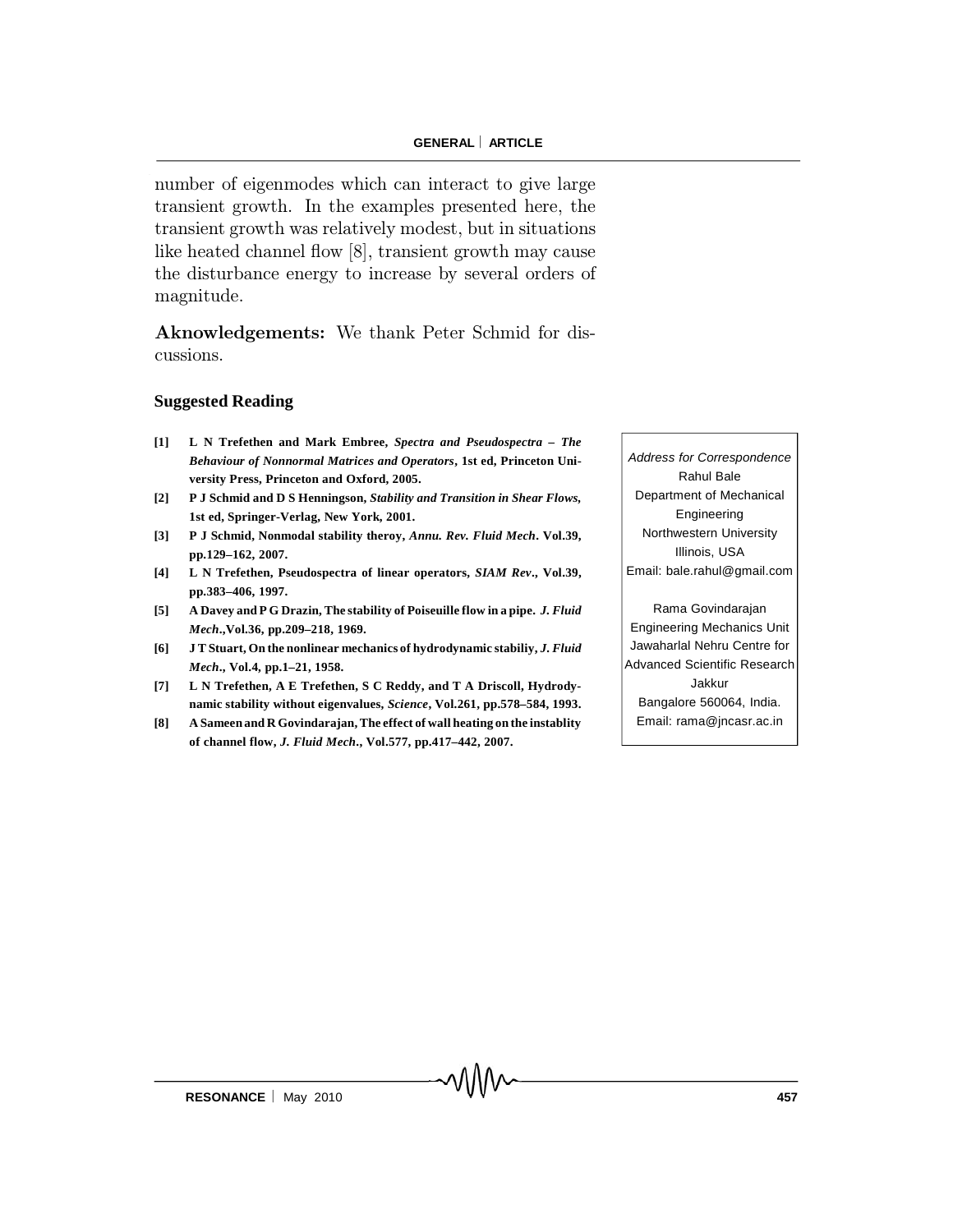number of eigenmodes which can interact to give large transient growth. In the examples presented here, the transient growth was relatively modest, but in situations like heated channel flow [8], transient growth may cause the disturbance energy to increase by several orders of magnitude.

**Aknowledgements:** We thank Peter Schmid for discussions.

## Suggested Reading

**[1]** **L N Trefethen and Mark Embree,** ***Spectra and Pseudospectra – The Behaviour of Nonnormal Matrices and Operators*****, 1st ed, Princeton University Press, Princeton and Oxford, 2005.**

**[2]** **P J Schmid and D S Henningson,** ***Stability and Transition in Shear Flows*****, 1st ed, Springer-Verlag, New York, 2001.**

**[3]** **P J Schmid, Nonmodal stability theroy,** ***Annu. Rev. Fluid Mech*****. Vol.39, pp.129–162, 2007.**

**[4]** **L N Trefethen, Pseudospectra of linear operators,** ***SIAM Rev*****., Vol.39, pp.383–406, 1997.**

**[5]** **A Davey and P G Drazin, The stability of Poiseuille flow in a pipe.** ***J. Fluid Mech*****.,Vol.36, pp.209–218, 1969.**

**[6]** **J T Stuart, On the nonlinear mechanics of hydrodynamic stabiliy,** ***J. Fluid Mech*****., Vol.4, pp.1–21, 1958.**

**[7]** **L N Trefethen, A E Trefethen, S C Reddy, and T A Driscoll, Hydrodynamic stability without eigenvalues,** ***Science*****, Vol.261, pp.578–584, 1993.**

**[8]** **A Sameen and R Govindarajan, The effect of wall heating on the instablity of channel flow,** ***J. Fluid Mech*****., Vol.577, pp.417–442, 2007.**

*Address for Correspondence*
Rahul Bale
Department of Mechanical Engineering
Northwestern University
Illinois, USA
Email: bale.rahul@gmail.com

Rama Govindarajan
Engineering Mechanics Unit
Jawaharlal Nehru Centre for Advanced Scientific Research
Jakkur
Bangalore 560064, India.
Email: rama@jncasr.ac.in